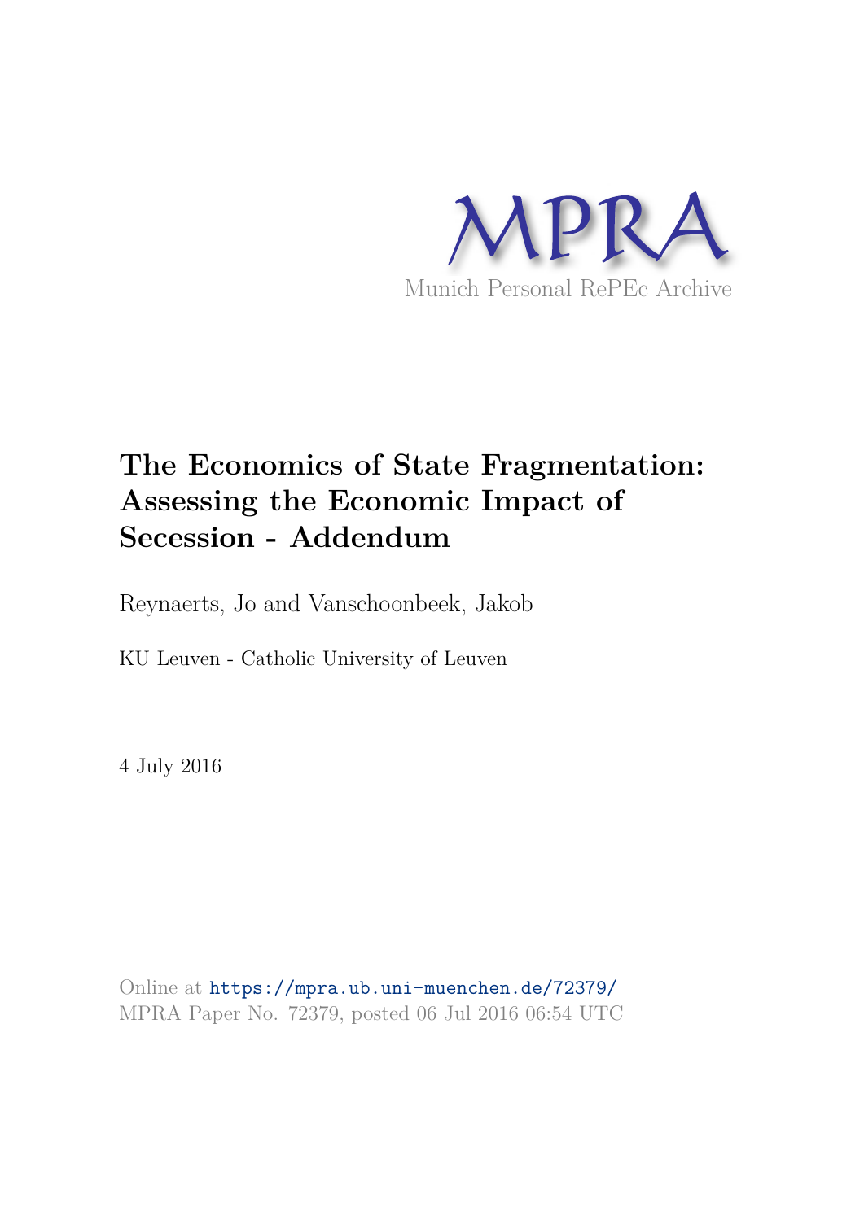MPRA

Munich Personal RePEc Archive

# The Economics of State Fragmentation: Assessing the Economic Impact of Secession - Addendum

Reynaerts, Jo and Vanschoonbeek, Jakob

KU Leuven - Catholic University of Leuven

4 July 2016

Online at https://mpra.ub.uni-muenchen.de/72379/
MPRA Paper No. 72379, posted 06 Jul 2016 06:54 UTC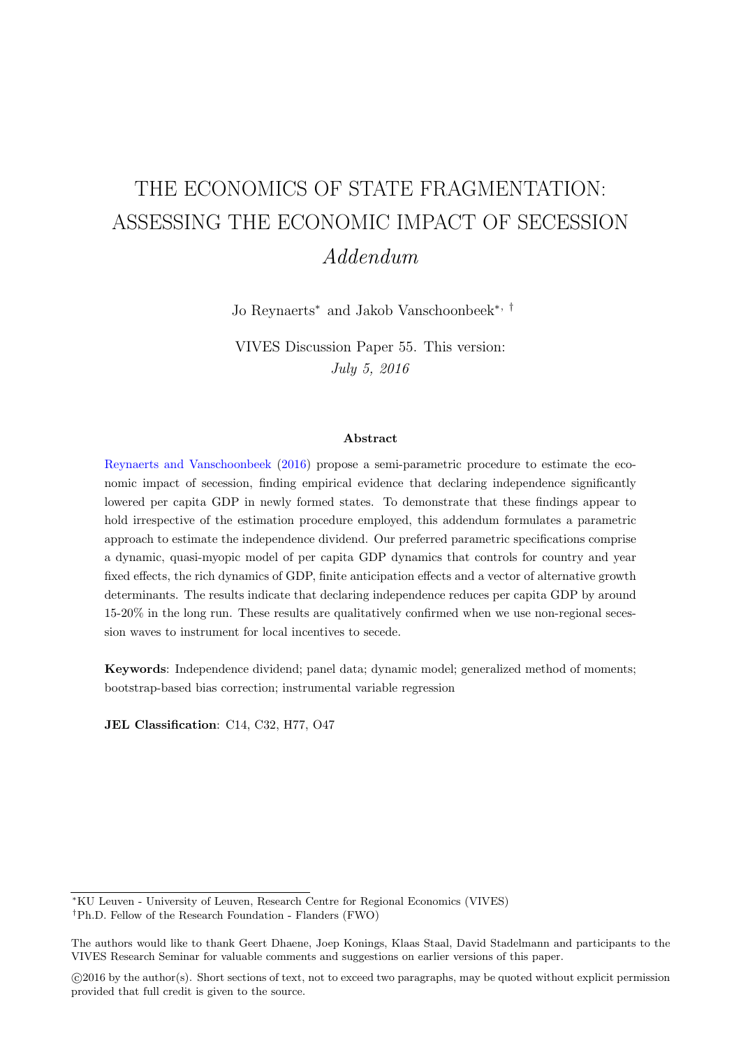# THE ECONOMICS OF STATE FRAGMENTATION: ASSESSING THE ECONOMIC IMPACT OF SECESSION

## *Addendum*

Jo Reynaerts[*] and Jakob Vanschoonbeek[*, †]

VIVES Discussion Paper 55. This version: *July 5, 2016*

### Abstract

Reynaerts and Vanschoonbeek (2016) propose a semi-parametric procedure to estimate the economic impact of secession, finding empirical evidence that declaring independence significantly lowered per capita GDP in newly formed states. To demonstrate that these findings appear to hold irrespective of the estimation procedure employed, this addendum formulates a parametric approach to estimate the independence dividend. Our preferred parametric specifications comprise a dynamic, quasi-myopic model of per capita GDP dynamics that controls for country and year fixed effects, the rich dynamics of GDP, finite anticipation effects and a vector of alternative growth determinants. The results indicate that declaring independence reduces per capita GDP by around 15-20% in the long run. These results are qualitatively confirmed when we use non-regional secession waves to instrument for local incentives to secede.

**Keywords**: Independence dividend; panel data; dynamic model; generalized method of moments; bootstrap-based bias correction; instrumental variable regression

**JEL Classification**: C14, C32, H77, O47

---

[*] KU Leuven - University of Leuven, Research Centre for Regional Economics (VIVES)

[†] Ph.D. Fellow of the Research Foundation - Flanders (FWO)

The authors would like to thank Geert Dhaene, Joep Konings, Klaas Staal, David Stadelmann and participants to the VIVES Research Seminar for valuable comments and suggestions on earlier versions of this paper.

©2016 by the author(s). Short sections of text, not to exceed two paragraphs, may be quoted without explicit permission provided that full credit is given to the source.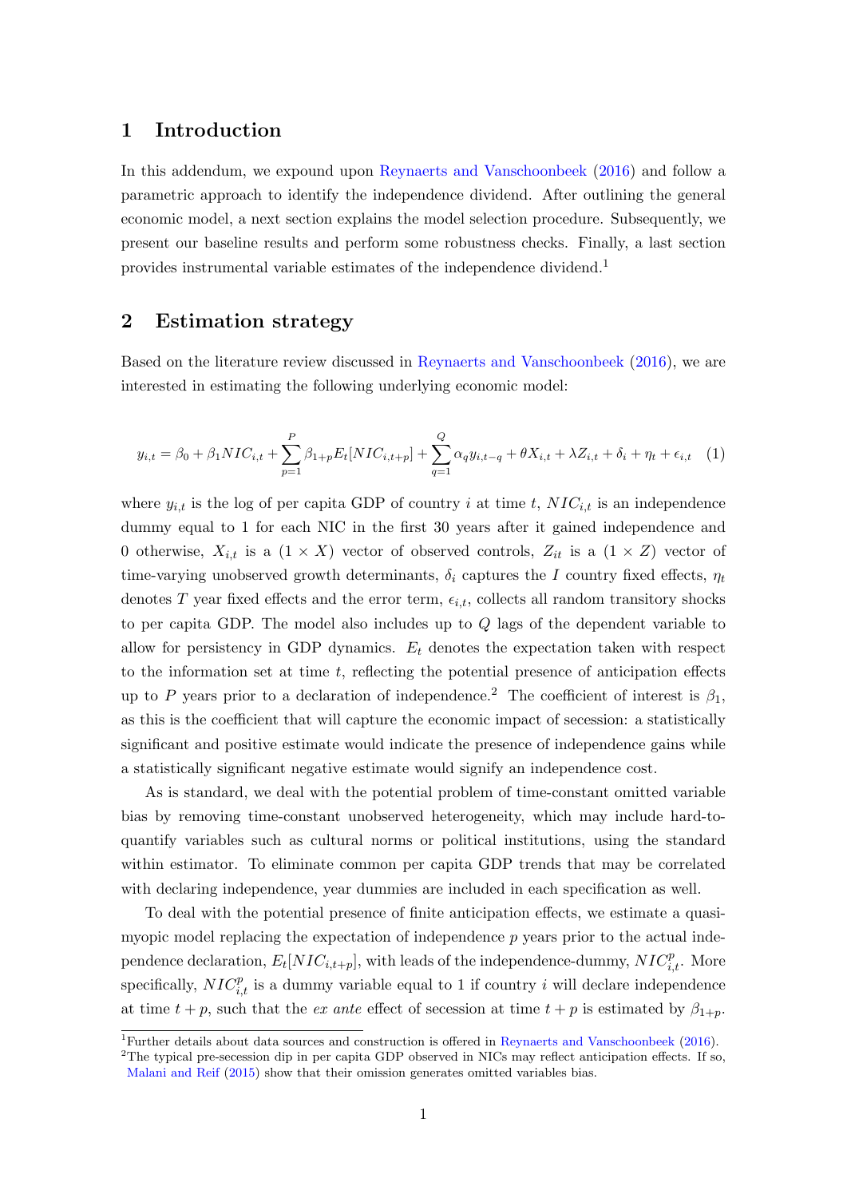## 1 Introduction

In this addendum, we expound upon Reynaerts and Vanschoonbeek (2016) and follow a parametric approach to identify the independence dividend. After outlining the general economic model, a next section explains the model selection procedure. Subsequently, we present our baseline results and perform some robustness checks. Finally, a last section provides instrumental variable estimates of the independence dividend.[1]

## 2 Estimation strategy

Based on the literature review discussed in Reynaerts and Vanschoonbeek (2016), we are interested in estimating the following underlying economic model:

$$y_{i,t} = \beta_0 + \beta_1 NIC_{i,t} + \sum_{p=1}^{P} \beta_{1+p} E_t[NIC_{i,t+p}] + \sum_{q=1}^{Q} \alpha_q y_{i,t-q} + \theta X_{i,t} + \lambda Z_{i,t} + \delta_i + \eta_t + \epsilon_{i,t} \quad (1)$$

where $y_{i,t}$ is the log of per capita GDP of country $i$ at time $t$, $NIC_{i,t}$ is an independence dummy equal to 1 for each NIC in the first 30 years after it gained independence and 0 otherwise, $X_{i,t}$ is a $(1 \times X)$ vector of observed controls, $Z_{it}$ is a $(1 \times Z)$ vector of time-varying unobserved growth determinants, $\delta_i$ captures the $I$ country fixed effects, $\eta_t$ denotes $T$ year fixed effects and the error term, $\epsilon_{i,t}$, collects all random transitory shocks to per capita GDP. The model also includes up to $Q$ lags of the dependent variable to allow for persistency in GDP dynamics. $E_t$ denotes the expectation taken with respect to the information set at time $t$, reflecting the potential presence of anticipation effects up to $P$ years prior to a declaration of independence.[2] The coefficient of interest is $\beta_1$, as this is the coefficient that will capture the economic impact of secession: a statistically significant and positive estimate would indicate the presence of independence gains while a statistically significant negative estimate would signify an independence cost.

As is standard, we deal with the potential problem of time-constant omitted variable bias by removing time-constant unobserved heterogeneity, which may include hard-to-quantify variables such as cultural norms or political institutions, using the standard within estimator. To eliminate common per capita GDP trends that may be correlated with declaring independence, year dummies are included in each specification as well.

To deal with the potential presence of finite anticipation effects, we estimate a quasi-myopic model replacing the expectation of independence $p$ years prior to the actual independence declaration, $E_t[NIC_{i,t+p}]$, with leads of the independence-dummy, $NIC^p_{i,t}$. More specifically, $NIC^p_{i,t}$ is a dummy variable equal to 1 if country $i$ will declare independence at time $t + p$, such that the *ex ante* effect of secession at time $t + p$ is estimated by $\beta_{1+p}$.

[1] Further details about data sources and construction is offered in Reynaerts and Vanschoonbeek (2016).

[2] The typical pre-secession dip in per capita GDP observed in NICs may reflect anticipation effects. If so, Malani and Reif (2015) show that their omission generates omitted variables bias.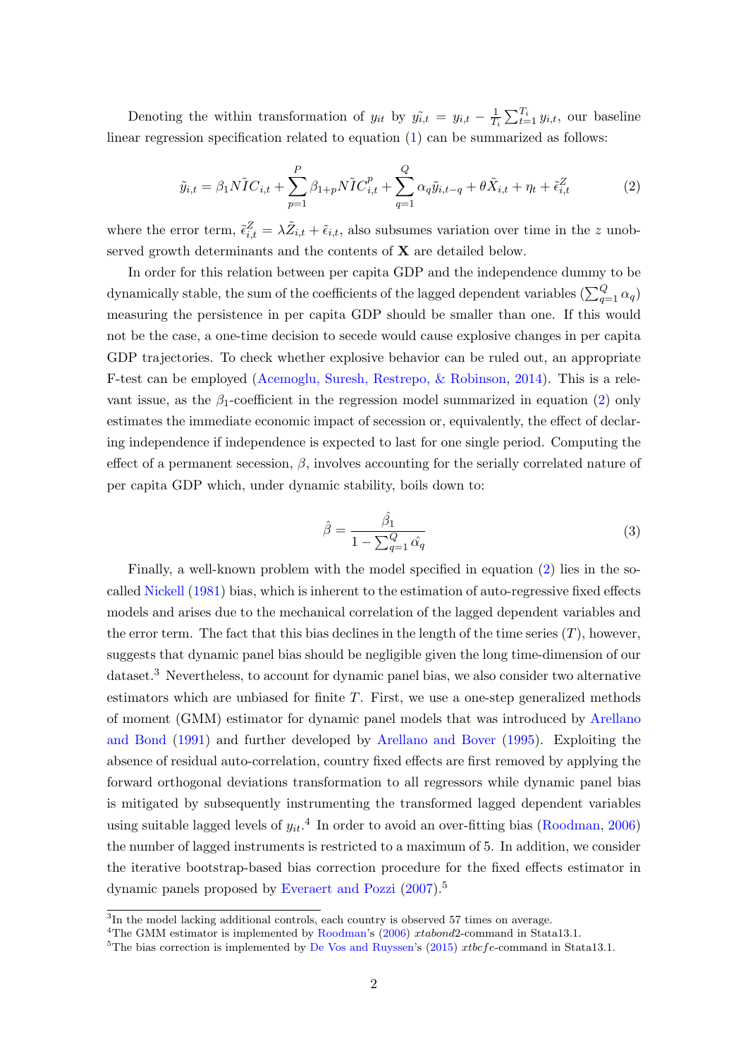Denoting the within transformation of $y_{it}$ by $\tilde{y_{i,t}} = y_{i,t} - \frac{1}{T_i}\sum_{t=1}^{T_i} y_{i,t}$, our baseline linear regression specification related to equation (1) can be summarized as follows:

$$\tilde{y}_{i,t} = \beta_1 N\tilde{I}C_{i,t} + \sum_{p=1}^{P} \beta_{1+p} N\tilde{I}C_{i,t}^{p} + \sum_{q=1}^{Q} \alpha_q \tilde{y}_{i,t-q} + \theta \tilde{X}_{i,t} + \eta_t + \tilde{\epsilon}_{i,t}^{Z} \tag{2}$$

where the error term, $\tilde{\epsilon}_{i,t}^{Z} = \lambda \tilde{Z}_{i,t} + \tilde{\epsilon}_{i,t}$, also subsumes variation over time in the $z$ unobserved growth determinants and the contents of $\mathbf{X}$ are detailed below.

In order for this relation between per capita GDP and the independence dummy to be dynamically stable, the sum of the coefficients of the lagged dependent variables ($\sum_{q=1}^{Q} \alpha_q$) measuring the persistence in per capita GDP should be smaller than one. If this would not be the case, a one-time decision to secede would cause explosive changes in per capita GDP trajectories. To check whether explosive behavior can be ruled out, an appropriate F-test can be employed (Acemoglu, Suresh, Restrepo, & Robinson, 2014). This is a relevant issue, as the $\beta_1$-coefficient in the regression model summarized in equation (2) only estimates the immediate economic impact of secession or, equivalently, the effect of declaring independence if independence is expected to last for one single period. Computing the effect of a permanent secession, $\beta$, involves accounting for the serially correlated nature of per capita GDP which, under dynamic stability, boils down to:

$$\hat{\beta} = \frac{\hat{\beta_1}}{1 - \sum_{q=1}^{Q} \hat{\alpha_q}} \tag{3}$$

Finally, a well-known problem with the model specified in equation (2) lies in the so-called Nickell (1981) bias, which is inherent to the estimation of auto-regressive fixed effects models and arises due to the mechanical correlation of the lagged dependent variables and the error term. The fact that this bias declines in the length of the time series ($T$), however, suggests that dynamic panel bias should be negligible given the long time-dimension of our dataset.[3] Nevertheless, to account for dynamic panel bias, we also consider two alternative estimators which are unbiased for finite $T$. First, we use a one-step generalized methods of moment (GMM) estimator for dynamic panel models that was introduced by Arellano and Bond (1991) and further developed by Arellano and Bover (1995). Exploiting the absence of residual auto-correlation, country fixed effects are first removed by applying the forward orthogonal deviations transformation to all regressors while dynamic panel bias is mitigated by subsequently instrumenting the transformed lagged dependent variables using suitable lagged levels of $y_{it}$.[4] In order to avoid an over-fitting bias (Roodman, 2006) the number of lagged instruments is restricted to a maximum of 5. In addition, we consider the iterative bootstrap-based bias correction procedure for the fixed effects estimator in dynamic panels proposed by Everaert and Pozzi (2007).[5]

[3] In the model lacking additional controls, each country is observed 57 times on average.

[4] The GMM estimator is implemented by Roodman's (2006) *xtabond2*-command in Stata13.1.

[5] The bias correction is implemented by De Vos and Ruyssen's (2015) *xtbcfe*-command in Stata13.1.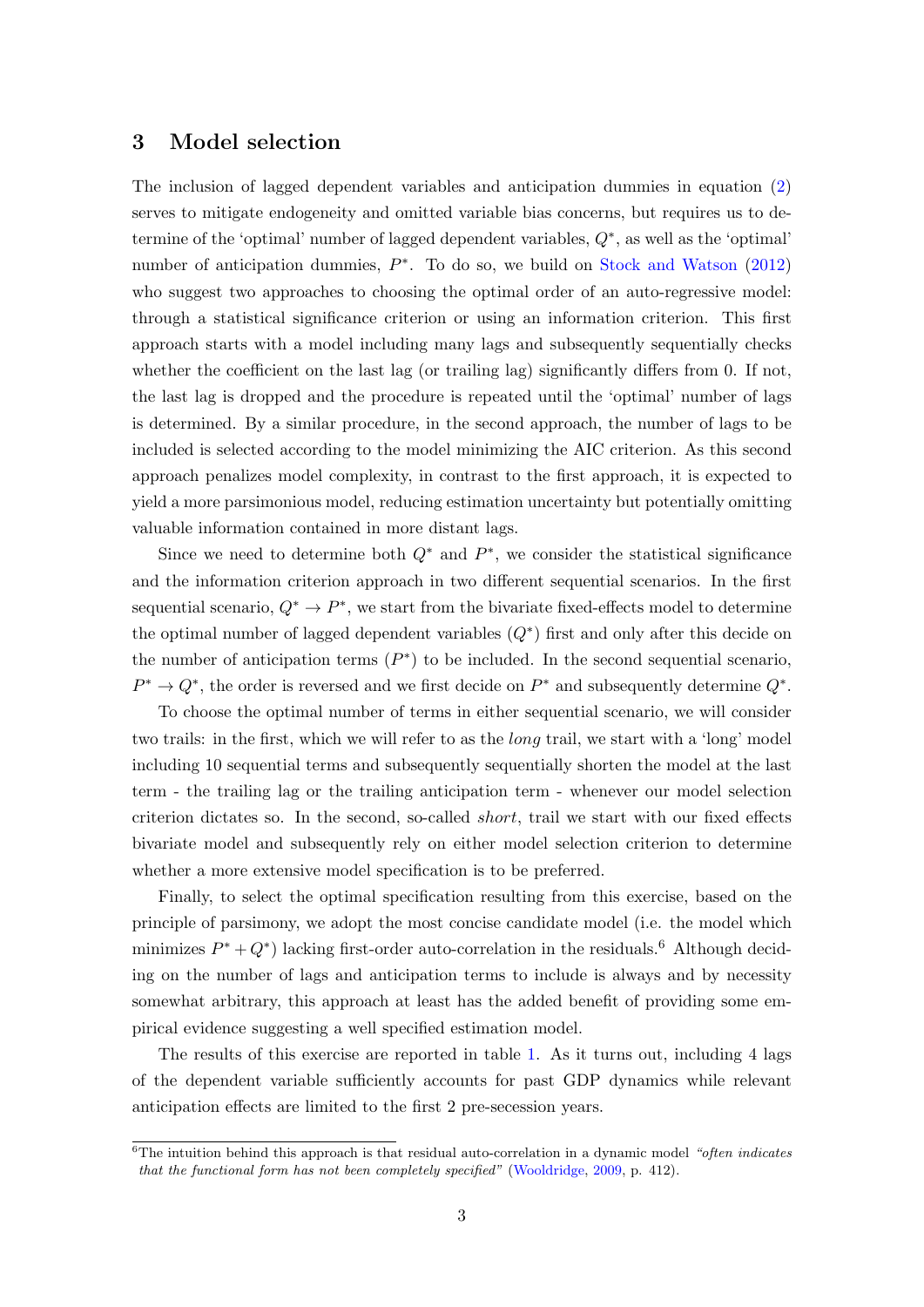## 3 Model selection

The inclusion of lagged dependent variables and anticipation dummies in equation (2) serves to mitigate endogeneity and omitted variable bias concerns, but requires us to determine of the 'optimal' number of lagged dependent variables, $Q^*$, as well as the 'optimal' number of anticipation dummies, $P^*$. To do so, we build on Stock and Watson (2012) who suggest two approaches to choosing the optimal order of an auto-regressive model: through a statistical significance criterion or using an information criterion. This first approach starts with a model including many lags and subsequently sequentially checks whether the coefficient on the last lag (or trailing lag) significantly differs from 0. If not, the last lag is dropped and the procedure is repeated until the 'optimal' number of lags is determined. By a similar procedure, in the second approach, the number of lags to be included is selected according to the model minimizing the AIC criterion. As this second approach penalizes model complexity, in contrast to the first approach, it is expected to yield a more parsimonious model, reducing estimation uncertainty but potentially omitting valuable information contained in more distant lags.

Since we need to determine both $Q^*$ and $P^*$, we consider the statistical significance and the information criterion approach in two different sequential scenarios. In the first sequential scenario, $Q^* \rightarrow P^*$, we start from the bivariate fixed-effects model to determine the optimal number of lagged dependent variables ($Q^*$) first and only after this decide on the number of anticipation terms ($P^*$) to be included. In the second sequential scenario, $P^* \rightarrow Q^*$, the order is reversed and we first decide on $P^*$ and subsequently determine $Q^*$.

To choose the optimal number of terms in either sequential scenario, we will consider two trails: in the first, which we will refer to as the *long* trail, we start with a 'long' model including 10 sequential terms and subsequently sequentially shorten the model at the last term - the trailing lag or the trailing anticipation term - whenever our model selection criterion dictates so. In the second, so-called *short*, trail we start with our fixed effects bivariate model and subsequently rely on either model selection criterion to determine whether a more extensive model specification is to be preferred.

Finally, to select the optimal specification resulting from this exercise, based on the principle of parsimony, we adopt the most concise candidate model (i.e. the model which minimizes $P^* + Q^*$) lacking first-order auto-correlation in the residuals.[6] Although deciding on the number of lags and anticipation terms to include is always and by necessity somewhat arbitrary, this approach at least has the added benefit of providing some empirical evidence suggesting a well specified estimation model.

The results of this exercise are reported in table 1. As it turns out, including 4 lags of the dependent variable sufficiently accounts for past GDP dynamics while relevant anticipation effects are limited to the first 2 pre-secession years.

[6] The intuition behind this approach is that residual auto-correlation in a dynamic model *"often indicates that the functional form has not been completely specified"* (Wooldridge, 2009, p. 412).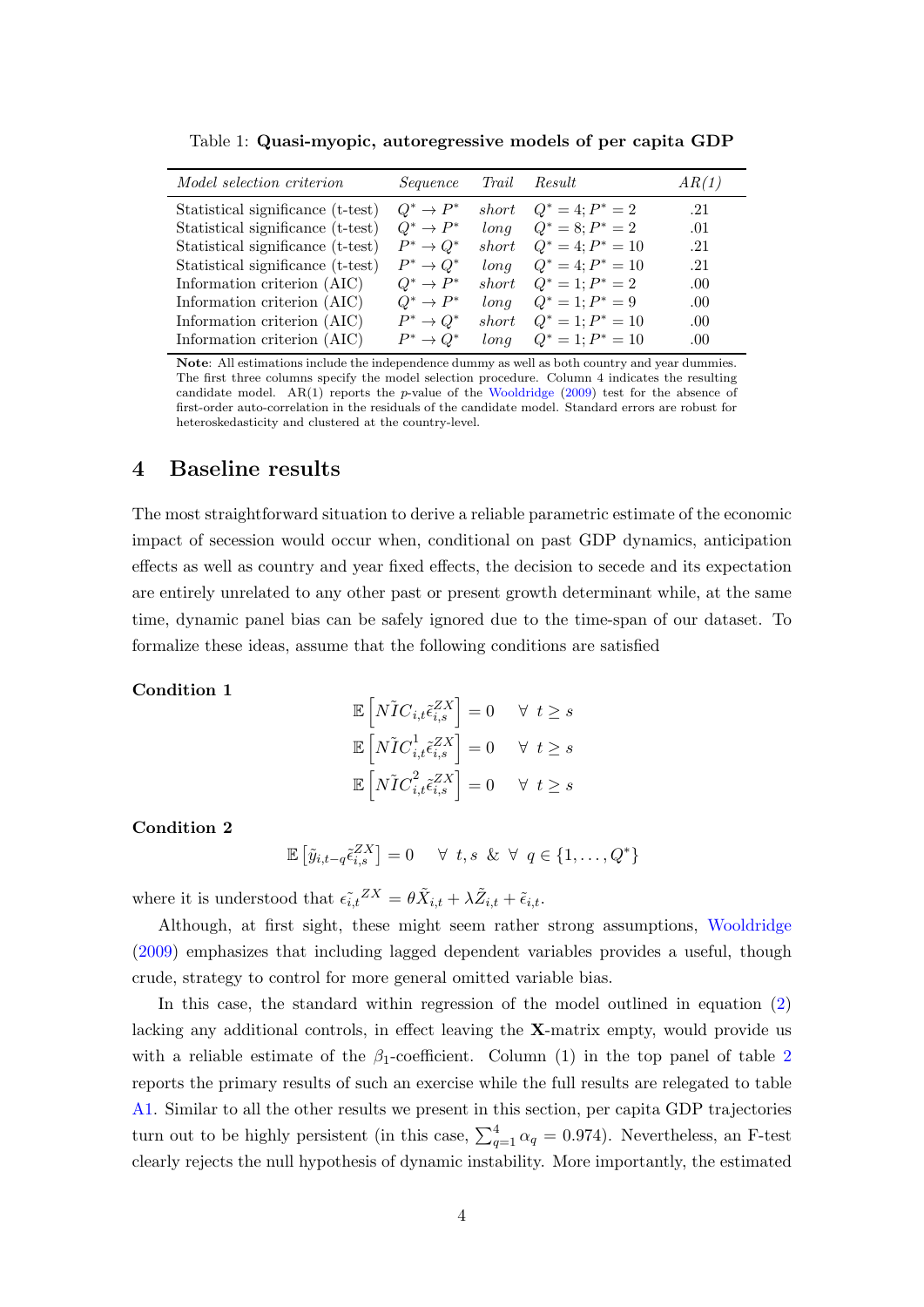Table 1: **Quasi-myopic, autoregressive models of per capita GDP**

| *Model selection criterion* | *Sequence* | *Trail* | *Result* | *AR(1)* |
|---|---|---|---|---|
| Statistical significance (t-test) | $Q^* \rightarrow P^*$ | *short* | $Q^* = 4; P^* = 2$ | .21 |
| Statistical significance (t-test) | $Q^* \rightarrow P^*$ | *long* | $Q^* = 8; P^* = 2$ | .01 |
| Statistical significance (t-test) | $P^* \rightarrow Q^*$ | *short* | $Q^* = 4; P^* = 10$ | .21 |
| Statistical significance (t-test) | $P^* \rightarrow Q^*$ | *long* | $Q^* = 4; P^* = 10$ | .21 |
| Information criterion (AIC) | $Q^* \rightarrow P^*$ | *short* | $Q^* = 1; P^* = 2$ | .00 |
| Information criterion (AIC) | $Q^* \rightarrow P^*$ | *long* | $Q^* = 1; P^* = 9$ | .00 |
| Information criterion (AIC) | $P^* \rightarrow Q^*$ | *short* | $Q^* = 1; P^* = 10$ | .00 |
| Information criterion (AIC) | $P^* \rightarrow Q^*$ | *long* | $Q^* = 1; P^* = 10$ | .00 |

**Note**: All estimations include the independence dummy as well as both country and year dummies. The first three columns specify the model selection procedure. Column 4 indicates the resulting candidate model. AR(1) reports the *p*-value of the Wooldridge (2009) test for the absence of first-order auto-correlation in the residuals of the candidate model. Standard errors are robust for heteroskedasticity and clustered at the country-level.

## 4 Baseline results

The most straightforward situation to derive a reliable parametric estimate of the economic impact of secession would occur when, conditional on past GDP dynamics, anticipation effects as well as country and year fixed effects, the decision to secede and its expectation are entirely unrelated to any other past or present growth determinant while, at the same time, dynamic panel bias can be safely ignored due to the time-span of our dataset. To formalize these ideas, assume that the following conditions are satisfied

**Condition 1**

$$\mathbb{E}\left[\tilde{NIC}_{i,t}\tilde{\epsilon}^{ZX}_{i,s}\right] = 0 \quad \forall \ t \geq s$$

$$\mathbb{E}\left[\tilde{NIC}^{1}_{i,t}\tilde{\epsilon}^{ZX}_{i,s}\right] = 0 \quad \forall \ t \geq s$$

$$\mathbb{E}\left[\tilde{NIC}^{2}_{i,t}\tilde{\epsilon}^{ZX}_{i,s}\right] = 0 \quad \forall \ t \geq s$$

**Condition 2**

$$\mathbb{E}\left[\tilde{y}_{i,t-q}\tilde{\epsilon}^{ZX}_{i,s}\right] = 0 \quad \forall \ t,s \ \& \ \forall \ q \in \{1,\ldots,Q^*\}$$

where it is understood that $\tilde{\epsilon_{i,t}}^{ZX} = \theta\tilde{X}_{i,t} + \lambda\tilde{Z}_{i,t} + \tilde{\epsilon}_{i,t}$.

Although, at first sight, these might seem rather strong assumptions, Wooldridge (2009) emphasizes that including lagged dependent variables provides a useful, though crude, strategy to control for more general omitted variable bias.

In this case, the standard within regression of the model outlined in equation (2) lacking any additional controls, in effect leaving the **X**-matrix empty, would provide us with a reliable estimate of the $\beta_1$-coefficient. Column (1) in the top panel of table 2 reports the primary results of such an exercise while the full results are relegated to table A1. Similar to all the other results we present in this section, per capita GDP trajectories turn out to be highly persistent (in this case, $\sum_{q=1}^{4}\alpha_q = 0.974$). Nevertheless, an F-test clearly rejects the null hypothesis of dynamic instability. More importantly, the estimated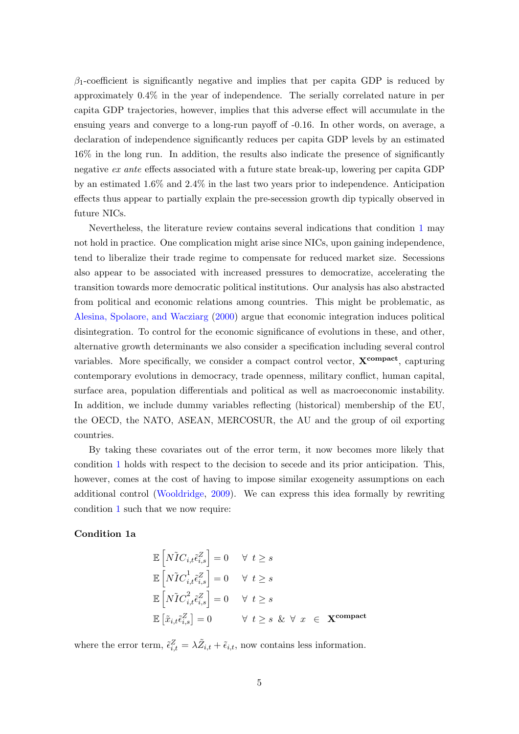$\beta_1$-coefficient is significantly negative and implies that per capita GDP is reduced by approximately 0.4% in the year of independence. The serially correlated nature in per capita GDP trajectories, however, implies that this adverse effect will accumulate in the ensuing years and converge to a long-run payoff of -0.16. In other words, on average, a declaration of independence significantly reduces per capita GDP levels by an estimated 16% in the long run. In addition, the results also indicate the presence of significantly negative *ex ante* effects associated with a future state break-up, lowering per capita GDP by an estimated 1.6% and 2.4% in the last two years prior to independence. Anticipation effects thus appear to partially explain the pre-secession growth dip typically observed in future NICs.

Nevertheless, the literature review contains several indications that condition 1 may not hold in practice. One complication might arise since NICs, upon gaining independence, tend to liberalize their trade regime to compensate for reduced market size. Secessions also appear to be associated with increased pressures to democratize, accelerating the transition towards more democratic political institutions. Our analysis has also abstracted from political and economic relations among countries. This might be problematic, as Alesina, Spolaore, and Wacziarg (2000) argue that economic integration induces political disintegration. To control for the economic significance of evolutions in these, and other, alternative growth determinants we also consider a specification including several control variables. More specifically, we consider a compact control vector, $\mathbf{X}^{\mathbf{compact}}$, capturing contemporary evolutions in democracy, trade openness, military conflict, human capital, surface area, population differentials and political as well as macroeconomic instability. In addition, we include dummy variables reflecting (historical) membership of the EU, the OECD, the NATO, ASEAN, MERCOSUR, the AU and the group of oil exporting countries.

By taking these covariates out of the error term, it now becomes more likely that condition 1 holds with respect to the decision to secede and its prior anticipation. This, however, comes at the cost of having to impose similar exogeneity assumptions on each additional control (Wooldridge, 2009). We can express this idea formally by rewriting condition 1 such that we now require:

**Condition 1a**

$$
\begin{aligned}
&\mathbb{E}\left[\tilde{NIC}_{i,t}\tilde{\epsilon}^{Z}_{i,s}\right] = 0 \quad && \forall \; t \geq s \\
&\mathbb{E}\left[\tilde{NIC}^{1}_{i,t}\tilde{\epsilon}^{Z}_{i,s}\right] = 0 \quad && \forall \; t \geq s \\
&\mathbb{E}\left[\tilde{NIC}^{2}_{i,t}\tilde{\epsilon}^{Z}_{i,s}\right] = 0 \quad && \forall \; t \geq s \\
&\mathbb{E}\left[\tilde{x}_{i,t}\tilde{\epsilon}^{Z}_{i,s}\right] = 0 && \forall \; t \geq s \;\; \& \;\; \forall \; x \;\; \in \;\; \mathbf{X}^{\mathbf{compact}}
\end{aligned}
$$

where the error term, $\tilde{\epsilon}^{Z}_{i,t} = \lambda\tilde{Z}_{i,t} + \tilde{\epsilon}_{i,t}$, now contains less information.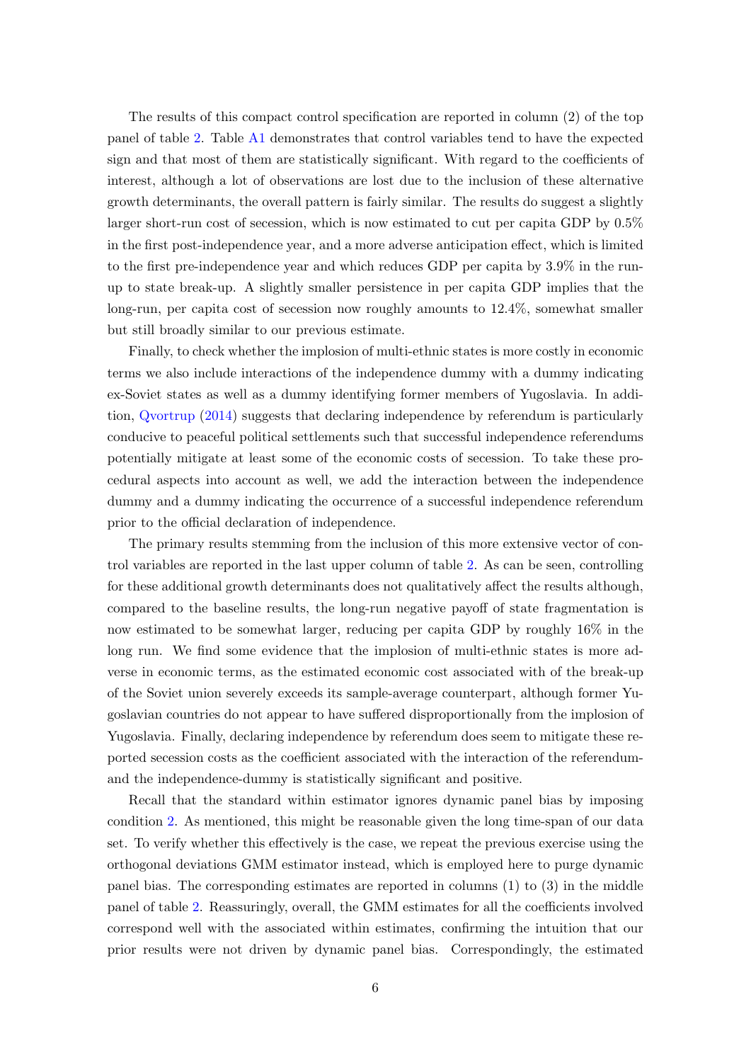The results of this compact control specification are reported in column (2) of the top panel of table 2. Table A1 demonstrates that control variables tend to have the expected sign and that most of them are statistically significant. With regard to the coefficients of interest, although a lot of observations are lost due to the inclusion of these alternative growth determinants, the overall pattern is fairly similar. The results do suggest a slightly larger short-run cost of secession, which is now estimated to cut per capita GDP by 0.5% in the first post-independence year, and a more adverse anticipation effect, which is limited to the first pre-independence year and which reduces GDP per capita by 3.9% in the run-up to state break-up. A slightly smaller persistence in per capita GDP implies that the long-run, per capita cost of secession now roughly amounts to 12.4%, somewhat smaller but still broadly similar to our previous estimate.

Finally, to check whether the implosion of multi-ethnic states is more costly in economic terms we also include interactions of the independence dummy with a dummy indicating ex-Soviet states as well as a dummy identifying former members of Yugoslavia. In addition, Qvortrup (2014) suggests that declaring independence by referendum is particularly conducive to peaceful political settlements such that successful independence referendums potentially mitigate at least some of the economic costs of secession. To take these procedural aspects into account as well, we add the interaction between the independence dummy and a dummy indicating the occurrence of a successful independence referendum prior to the official declaration of independence.

The primary results stemming from the inclusion of this more extensive vector of control variables are reported in the last upper column of table 2. As can be seen, controlling for these additional growth determinants does not qualitatively affect the results although, compared to the baseline results, the long-run negative payoff of state fragmentation is now estimated to be somewhat larger, reducing per capita GDP by roughly 16% in the long run. We find some evidence that the implosion of multi-ethnic states is more adverse in economic terms, as the estimated economic cost associated with of the break-up of the Soviet union severely exceeds its sample-average counterpart, although former Yugoslavian countries do not appear to have suffered disproportionally from the implosion of Yugoslavia. Finally, declaring independence by referendum does seem to mitigate these reported secession costs as the coefficient associated with the interaction of the referendum- and the independence-dummy is statistically significant and positive.

Recall that the standard within estimator ignores dynamic panel bias by imposing condition 2. As mentioned, this might be reasonable given the long time-span of our data set. To verify whether this effectively is the case, we repeat the previous exercise using the orthogonal deviations GMM estimator instead, which is employed here to purge dynamic panel bias. The corresponding estimates are reported in columns (1) to (3) in the middle panel of table 2. Reassuringly, overall, the GMM estimates for all the coefficients involved correspond well with the associated within estimates, confirming the intuition that our prior results were not driven by dynamic panel bias. Correspondingly, the estimated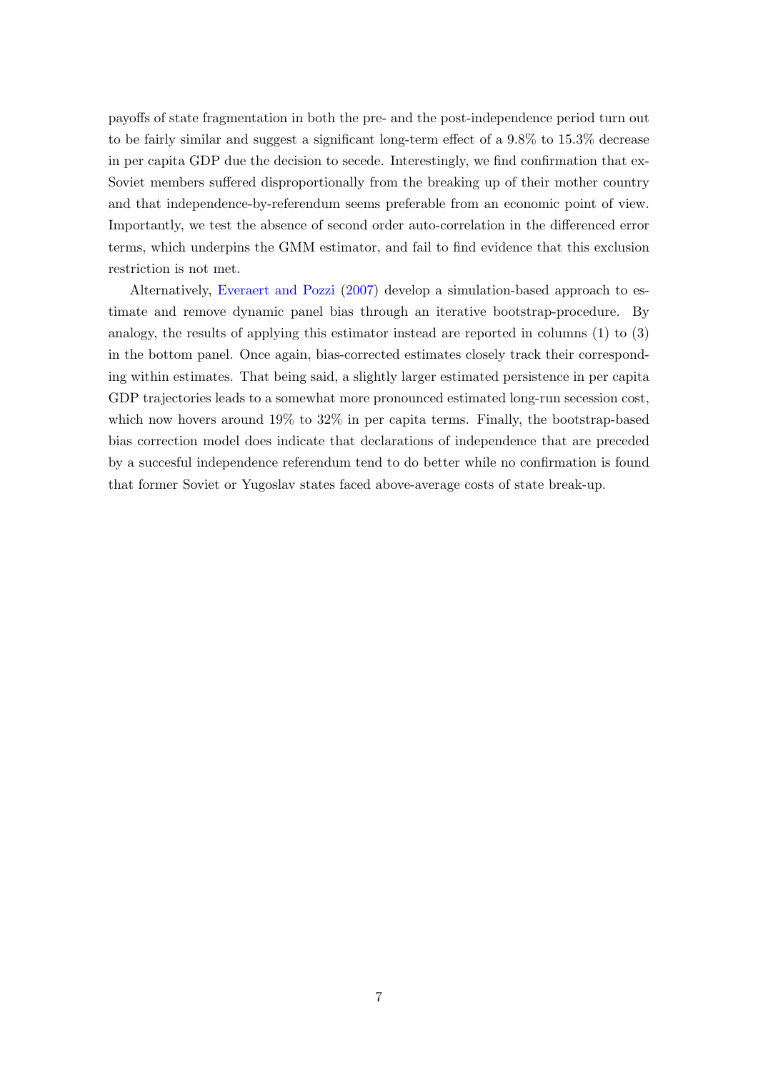payoffs of state fragmentation in both the pre- and the post-independence period turn out to be fairly similar and suggest a significant long-term effect of a 9.8% to 15.3% decrease in per capita GDP due the decision to secede. Interestingly, we find confirmation that ex-Soviet members suffered disproportionally from the breaking up of their mother country and that independence-by-referendum seems preferable from an economic point of view. Importantly, we test the absence of second order auto-correlation in the differenced error terms, which underpins the GMM estimator, and fail to find evidence that this exclusion restriction is not met.

Alternatively, Everaert and Pozzi (2007) develop a simulation-based approach to estimate and remove dynamic panel bias through an iterative bootstrap-procedure. By analogy, the results of applying this estimator instead are reported in columns (1) to (3) in the bottom panel. Once again, bias-corrected estimates closely track their corresponding within estimates. That being said, a slightly larger estimated persistence in per capita GDP trajectories leads to a somewhat more pronounced estimated long-run secession cost, which now hovers around 19% to 32% in per capita terms. Finally, the bootstrap-based bias correction model does indicate that declarations of independence that are preceded by a succesful independence referendum tend to do better while no confirmation is found that former Soviet or Yugoslav states faced above-average costs of state break-up.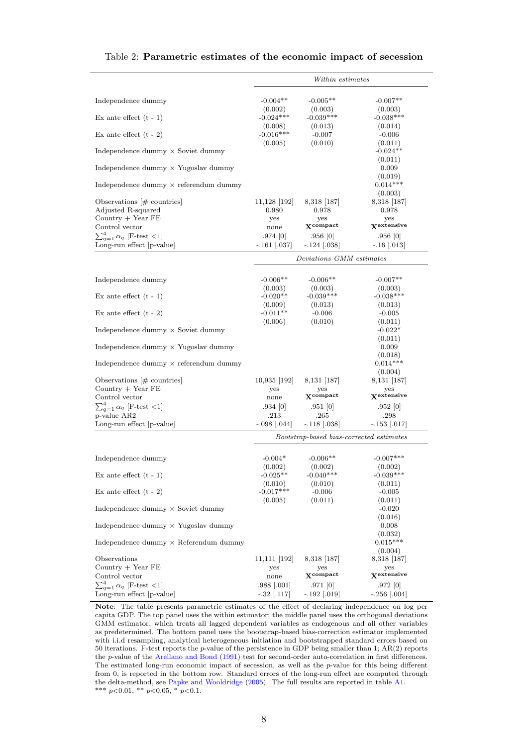Table 2: **Parametric estimates of the economic impact of secession**

| | | *Within estimates* | |
|---|---|---|---|
| Independence dummy | -0.004** | -0.005** | -0.007** |
| | (0.002) | (0.003) | (0.003) |
| Ex ante effect (t - 1) | -0.024*** | -0.039*** | -0.038*** |
| | (0.008) | (0.013) | (0.014) |
| Ex ante effect (t - 2) | -0.016*** | -0.007 | -0.006 |
| | (0.005) | (0.010) | (0.011) |
| Independence dummy × Soviet dummy | | | -0.024** |
| | | | (0.011) |
| Independence dummy × Yugoslav dummy | | | 0.009 |
| | | | (0.019) |
| Independence dummy × referendum dummy | | | 0.014*** |
| | | | (0.003) |
| Observations [# countries] | 11,128 [192] | 8,318 [187] | 8,318 [187] |
| Adjusted R-squared | 0.980 | 0.978 | 0.978 |
| Country + Year FE | yes | yes | yes |
| Control vector | none | $\mathbf{X}^{\text{compact}}$ | $\mathbf{X}^{\text{extensive}}$ |
| $\sum_{q=1}^{4} \alpha_q$ [F-test <1] | .974 [0] | .956 [0] | .956 [0] |
| Long-run effect [p-value] | -.161 [.037] | -.124 [.038] | -.16 [.013] |
| | | *Deviations GMM estimates* | |
| Independence dummy | -0.006** | -0.006** | -0.007** |
| | (0.003) | (0.003) | (0.003) |
| Ex ante effect (t - 1) | -0.020** | -0.039*** | -0.038*** |
| | (0.009) | (0.013) | (0.013) |
| Ex ante effect (t - 2) | -0.011** | -0.006 | -0.005 |
| | (0.006) | (0.010) | (0.011) |
| Independence dummy × Soviet dummy | | | -0.022* |
| | | | (0.011) |
| Independence dummy × Yugoslav dummy | | | 0.009 |
| | | | (0.018) |
| Independence dummy × referendum dummy | | | 0.014*** |
| | | | (0.004) |
| Observations [# countries] | 10,935 [192] | 8,131 [187] | 8,131 [187] |
| Country + Year FE | yes | yes | yes |
| Control vector | none | $\mathbf{X}^{\text{compact}}$ | $\mathbf{X}^{\text{extensive}}$ |
| $\sum_{q=1}^{4} \alpha_q$ [F-test <1] | .934 [0] | .951 [0] | .952 [0] |
| p-value AR2 | .213 | .265 | .298 |
| Long-run effect [p-value] | -.098 [.044] | -.118 [.038] | -.153 [.017] |
| | | *Bootstrap-based bias-corrected estimates* | |
| Independence dummy | -0.004* | -0.006** | -0.007*** |
| | (0.002) | (0.002) | (0.002) |
| Ex ante effect (t - 1) | -0.025** | -0.040*** | -0.039*** |
| | (0.010) | (0.010) | (0.011) |
| Ex ante effect (t - 2) | -0.017*** | -0.006 | -0.005 |
| | (0.005) | (0.011) | (0.011) |
| Independence dummy × Soviet dummy | | | -0.020 |
| | | | (0.016) |
| Independence dummy × Yugoslav dummy | | | 0.008 |
| | | | (0.032) |
| Independence dummy × Referendum dummy | | | 0.015*** |
| | | | (0.004) |
| Observations | 11,111 [192] | 8,318 [187] | 8,318 [187] |
| Country + Year FE | yes | yes | yes |
| Control vector | none | $\mathbf{X}^{\text{compact}}$ | $\mathbf{X}^{\text{extensive}}$ |
| $\sum_{q=1}^{4} \alpha_q$ [F-test <1] | .988 [.001] | .971 [0] | .972 [0] |
| Long-run effect [p-value] | -.32 [.117] | -.192 [.019] | -.256 [.004] |

**Note**: The table presents parametric estimates of the effect of declaring independence on log per capita GDP. The top panel uses the within estimator; the middle panel uses the orthogonal deviations GMM estimator, which treats all lagged dependent variables as endogenous and all other variables as predetermined. The bottom panel uses the bootstrap-based bias-correction estimator implemented with i.i.d resampling, analytical heterogeneous initiation and bootstrapped standard errors based on 50 iterations. F-test reports the $p$-value of the persistence in GDP being smaller than 1; AR(2) reports the $p$-value of the Arellano and Bond (1991) test for second-order auto-correlation in first differences. The estimated long-run economic impact of secession, as well as the $p$-value for this being different from 0, is reported in the bottom row. Standard errors of the long-run effect are computed through the delta-method, see Papke and Wooldridge (2005). The full results are reported in table A1.
*** $p<0.01$, ** $p<0.05$, * $p<0.1$.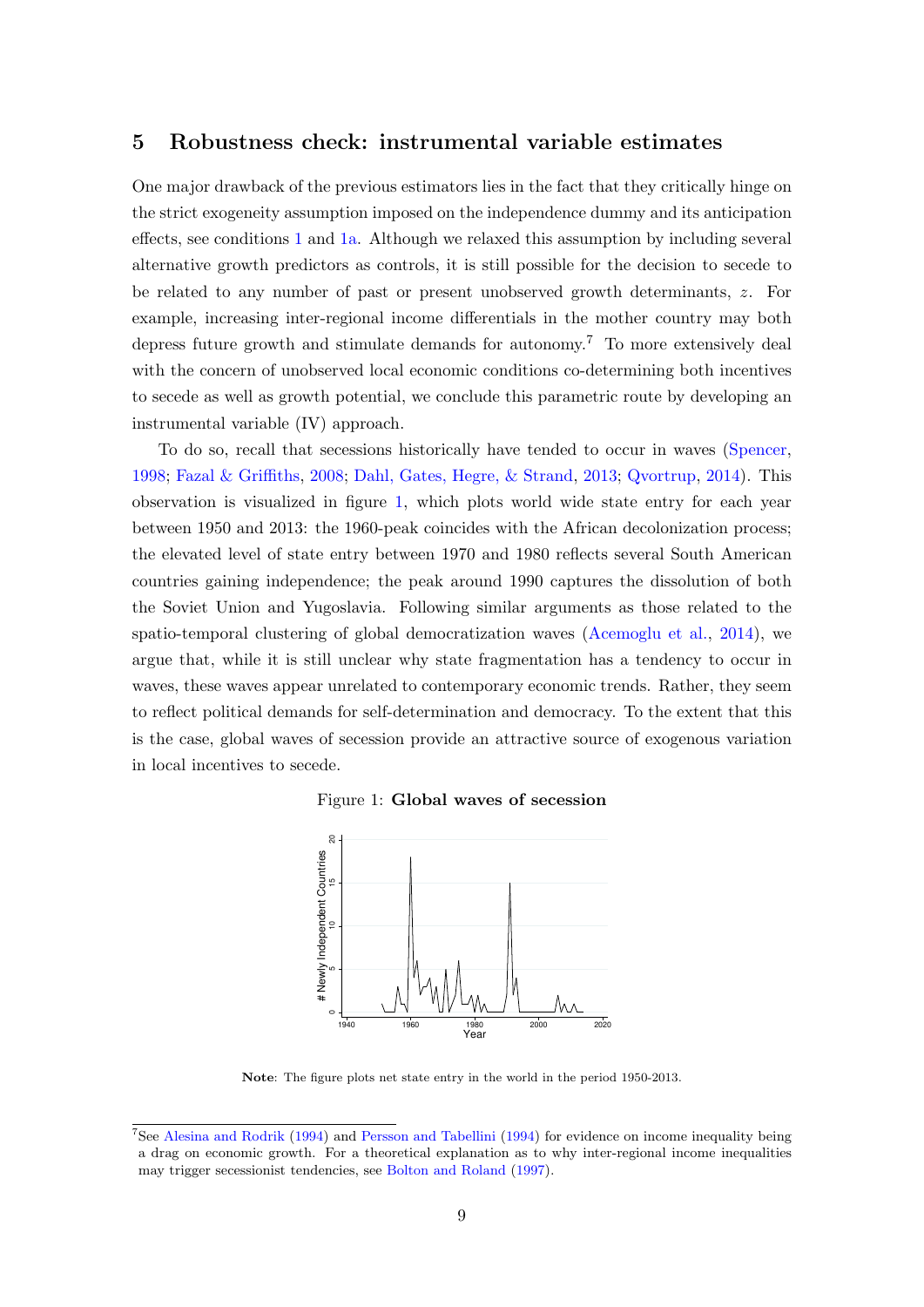## 5 Robustness check: instrumental variable estimates

One major drawback of the previous estimators lies in the fact that they critically hinge on the strict exogeneity assumption imposed on the independence dummy and its anticipation effects, see conditions 1 and 1a. Although we relaxed this assumption by including several alternative growth predictors as controls, it is still possible for the decision to secede to be related to any number of past or present unobserved growth determinants, $z$. For example, increasing inter-regional income differentials in the mother country may both depress future growth and stimulate demands for autonomy.[7] To more extensively deal with the concern of unobserved local economic conditions co-determining both incentives to secede as well as growth potential, we conclude this parametric route by developing an instrumental variable (IV) approach.

To do so, recall that secessions historically have tended to occur in waves (Spencer, 1998; Fazal & Griffiths, 2008; Dahl, Gates, Hegre, & Strand, 2013; Qvortrup, 2014). This observation is visualized in figure 1, which plots world wide state entry for each year between 1950 and 2013: the 1960-peak coincides with the African decolonization process; the elevated level of state entry between 1970 and 1980 reflects several South American countries gaining independence; the peak around 1990 captures the dissolution of both the Soviet Union and Yugoslavia. Following similar arguments as those related to the spatio-temporal clustering of global democratization waves (Acemoglu et al., 2014), we argue that, while it is still unclear why state fragmentation has a tendency to occur in waves, these waves appear unrelated to contemporary economic trends. Rather, they seem to reflect political demands for self-determination and democracy. To the extent that this is the case, global waves of secession provide an attractive source of exogenous variation in local incentives to secede.

Figure 1: **Global waves of secession**

**Note**: The figure plots net state entry in the world in the period 1950-2013.

[7] See Alesina and Rodrik (1994) and Persson and Tabellini (1994) for evidence on income inequality being a drag on economic growth. For a theoretical explanation as to why inter-regional income inequalities may trigger secessionist tendencies, see Bolton and Roland (1997).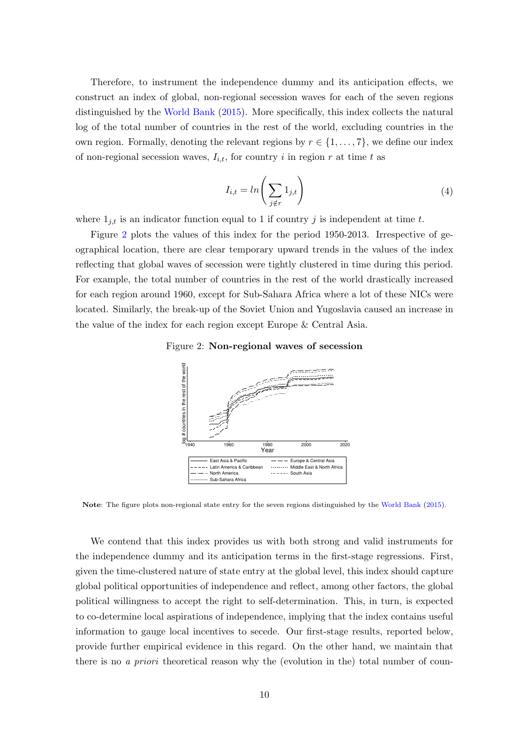Therefore, to instrument the independence dummy and its anticipation effects, we construct an index of global, non-regional secession waves for each of the seven regions distinguished by the World Bank (2015). More specifically, this index collects the natural log of the total number of countries in the rest of the world, excluding countries in the own region. Formally, denoting the relevant regions by $r \in \{1, \ldots, 7\}$, we define our index of non-regional secession waves, $I_{i,t}$, for country $i$ in region $r$ at time $t$ as

$$I_{i,t} = ln\left(\sum_{j \notin r} 1_{j,t}\right) \tag{4}$$

where $1_{j,t}$ is an indicator function equal to 1 if country $j$ is independent at time $t$.

Figure 2 plots the values of this index for the period 1950-2013. Irrespective of geographical location, there are clear temporary upward trends in the values of the index reflecting that global waves of secession were tightly clustered in time during this period. For example, the total number of countries in the rest of the world drastically increased for each region around 1960, except for Sub-Sahara Africa where a lot of these NICs were located. Similarly, the break-up of the Soviet Union and Yugoslavia caused an increase in the value of the index for each region except Europe & Central Asia.

Figure 2: **Non-regional waves of secession**

**Note**: The figure plots non-regional state entry for the seven regions distinguished by the World Bank (2015).

We contend that this index provides us with both strong and valid instruments for the independence dummy and its anticipation terms in the first-stage regressions. First, given the time-clustered nature of state entry at the global level, this index should capture global political opportunities of independence and reflect, among other factors, the global political willingness to accept the right to self-determination. This, in turn, is expected to co-determine local aspirations of independence, implying that the index contains useful information to gauge local incentives to secede. Our first-stage results, reported below, provide further empirical evidence in this regard. On the other hand, we maintain that there is no *a priori* theoretical reason why the (evolution in the) total number of coun-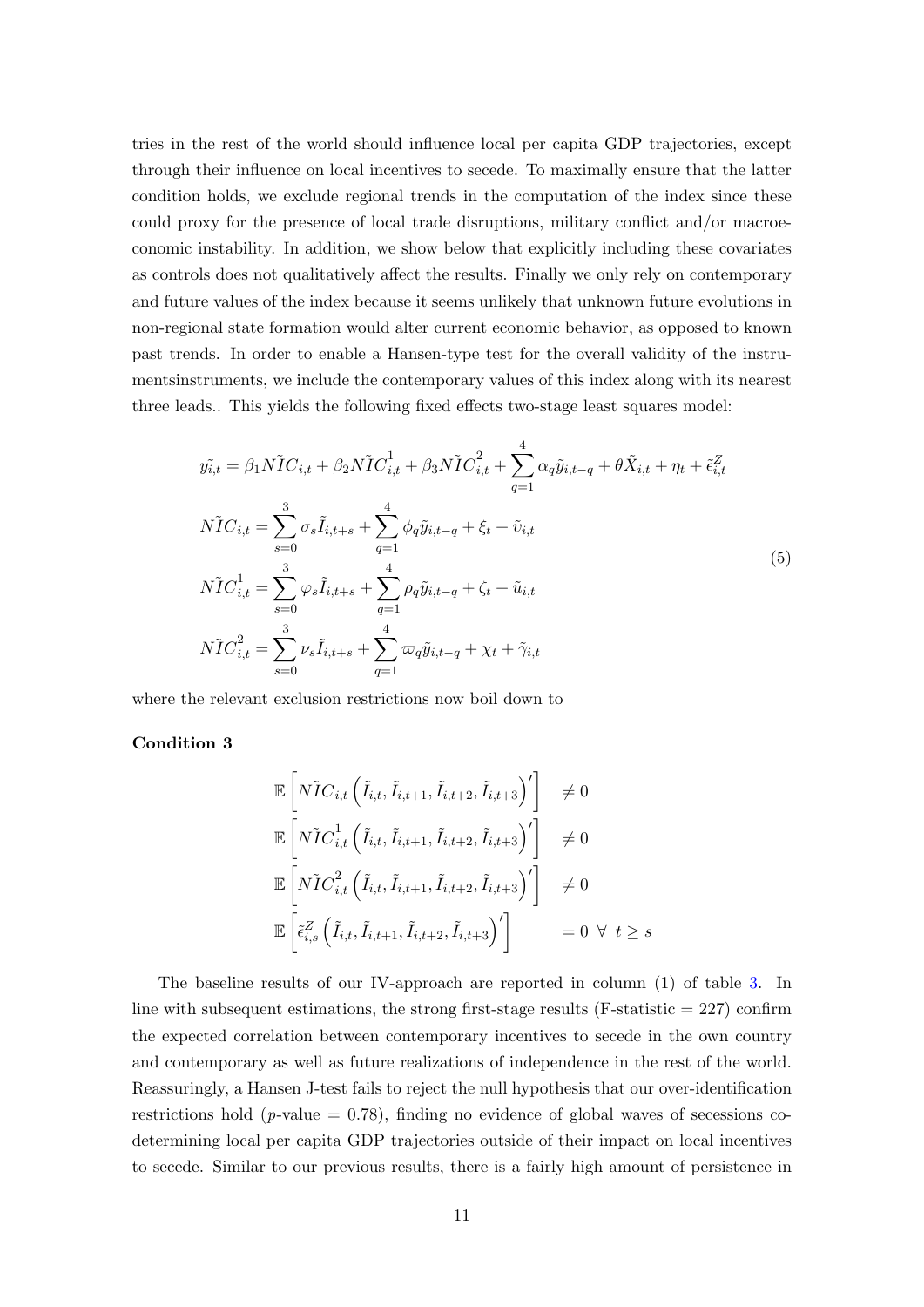tries in the rest of the world should influence local per capita GDP trajectories, except through their influence on local incentives to secede. To maximally ensure that the latter condition holds, we exclude regional trends in the computation of the index since these could proxy for the presence of local trade disruptions, military conflict and/or macroeconomic instability. In addition, we show below that explicitly including these covariates as controls does not qualitatively affect the results. Finally we only rely on contemporary and future values of the index because it seems unlikely that unknown future evolutions in non-regional state formation would alter current economic behavior, as opposed to known past trends. In order to enable a Hansen-type test for the overall validity of the instrumentsinstruments, we include the contemporary values of this index along with its nearest three leads.. This yields the following fixed effects two-stage least squares model:

$$
\begin{aligned}
\tilde{y_{i,t}} &= \beta_1 N\tilde{I}C_{i,t} + \beta_2 N\tilde{I}C^1_{i,t} + \beta_3 N\tilde{I}C^2_{i,t} + \sum_{q=1}^{4} \alpha_q \tilde{y}_{i,t-q} + \theta \tilde{X}_{i,t} + \eta_t + \tilde{\epsilon}^Z_{i,t} \\
N\tilde{I}C_{i,t} &= \sum_{s=0}^{3} \sigma_s \tilde{I}_{i,t+s} + \sum_{q=1}^{4} \phi_q \tilde{y}_{i,t-q} + \xi_t + \tilde{\upsilon}_{i,t} \\
N\tilde{I}C^1_{i,t} &= \sum_{s=0}^{3} \varphi_s \tilde{I}_{i,t+s} + \sum_{q=1}^{4} \rho_q \tilde{y}_{i,t-q} + \zeta_t + \tilde{u}_{i,t} \\
N\tilde{I}C^2_{i,t} &= \sum_{s=0}^{3} \nu_s \tilde{I}_{i,t+s} + \sum_{q=1}^{4} \varpi_q \tilde{y}_{i,t-q} + \chi_t + \tilde{\gamma}_{i,t}
\end{aligned}
\tag{5}
$$

where the relevant exclusion restrictions now boil down to

**Condition 3**

$$
\begin{aligned}
&\mathbb{E}\left[N\tilde{I}C_{i,t}\left(\tilde{I}_{i,t}, \tilde{I}_{i,t+1}, \tilde{I}_{i,t+2}, \tilde{I}_{i,t+3}\right)'\right] && \neq 0 \\
&\mathbb{E}\left[N\tilde{I}C^1_{i,t}\left(\tilde{I}_{i,t}, \tilde{I}_{i,t+1}, \tilde{I}_{i,t+2}, \tilde{I}_{i,t+3}\right)'\right] && \neq 0 \\
&\mathbb{E}\left[N\tilde{I}C^2_{i,t}\left(\tilde{I}_{i,t}, \tilde{I}_{i,t+1}, \tilde{I}_{i,t+2}, \tilde{I}_{i,t+3}\right)'\right] && \neq 0 \\
&\mathbb{E}\left[\tilde{\epsilon}^Z_{i,s}\left(\tilde{I}_{i,t}, \tilde{I}_{i,t+1}, \tilde{I}_{i,t+2}, \tilde{I}_{i,t+3}\right)'\right] && = 0 \ \forall \ t \geq s
\end{aligned}
$$

The baseline results of our IV-approach are reported in column (1) of table 3. In line with subsequent estimations, the strong first-stage results (F-statistic = 227) confirm the expected correlation between contemporary incentives to secede in the own country and contemporary as well as future realizations of independence in the rest of the world. Reassuringly, a Hansen J-test fails to reject the null hypothesis that our over-identification restrictions hold ($p$-value = 0.78), finding no evidence of global waves of secessions co-determining local per capita GDP trajectories outside of their impact on local incentives to secede. Similar to our previous results, there is a fairly high amount of persistence in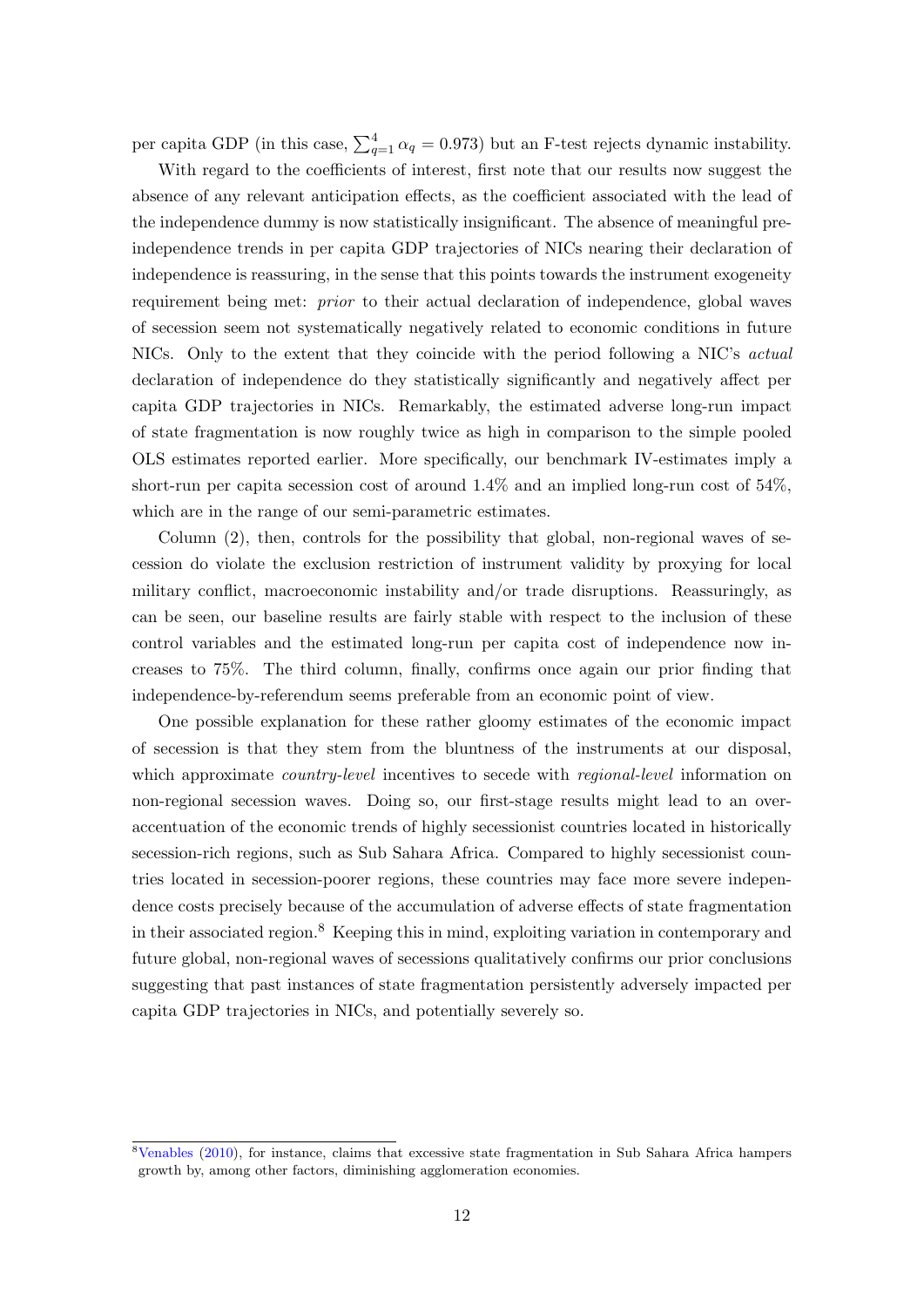per capita GDP (in this case, $\sum_{q=1}^{4} \alpha_q = 0.973$) but an F-test rejects dynamic instability.

With regard to the coefficients of interest, first note that our results now suggest the absence of any relevant anticipation effects, as the coefficient associated with the lead of the independence dummy is now statistically insignificant. The absence of meaningful pre-independence trends in per capita GDP trajectories of NICs nearing their declaration of independence is reassuring, in the sense that this points towards the instrument exogeneity requirement being met: *prior* to their actual declaration of independence, global waves of secession seem not systematically negatively related to economic conditions in future NICs. Only to the extent that they coincide with the period following a NIC's *actual* declaration of independence do they statistically significantly and negatively affect per capita GDP trajectories in NICs. Remarkably, the estimated adverse long-run impact of state fragmentation is now roughly twice as high in comparison to the simple pooled OLS estimates reported earlier. More specifically, our benchmark IV-estimates imply a short-run per capita secession cost of around 1.4% and an implied long-run cost of 54%, which are in the range of our semi-parametric estimates.

Column (2), then, controls for the possibility that global, non-regional waves of secession do violate the exclusion restriction of instrument validity by proxying for local military conflict, macroeconomic instability and/or trade disruptions. Reassuringly, as can be seen, our baseline results are fairly stable with respect to the inclusion of these control variables and the estimated long-run per capita cost of independence now increases to 75%. The third column, finally, confirms once again our prior finding that independence-by-referendum seems preferable from an economic point of view.

One possible explanation for these rather gloomy estimates of the economic impact of secession is that they stem from the bluntness of the instruments at our disposal, which approximate *country-level* incentives to secede with *regional-level* information on non-regional secession waves. Doing so, our first-stage results might lead to an over-accentuation of the economic trends of highly secessionist countries located in historically secession-rich regions, such as Sub Sahara Africa. Compared to highly secessionist countries located in secession-poorer regions, these countries may face more severe independence costs precisely because of the accumulation of adverse effects of state fragmentation in their associated region.[8] Keeping this in mind, exploiting variation in contemporary and future global, non-regional waves of secessions qualitatively confirms our prior conclusions suggesting that past instances of state fragmentation persistently adversely impacted per capita GDP trajectories in NICs, and potentially severely so.

[8] Venables (2010), for instance, claims that excessive state fragmentation in Sub Sahara Africa hampers growth by, among other factors, diminishing agglomeration economies.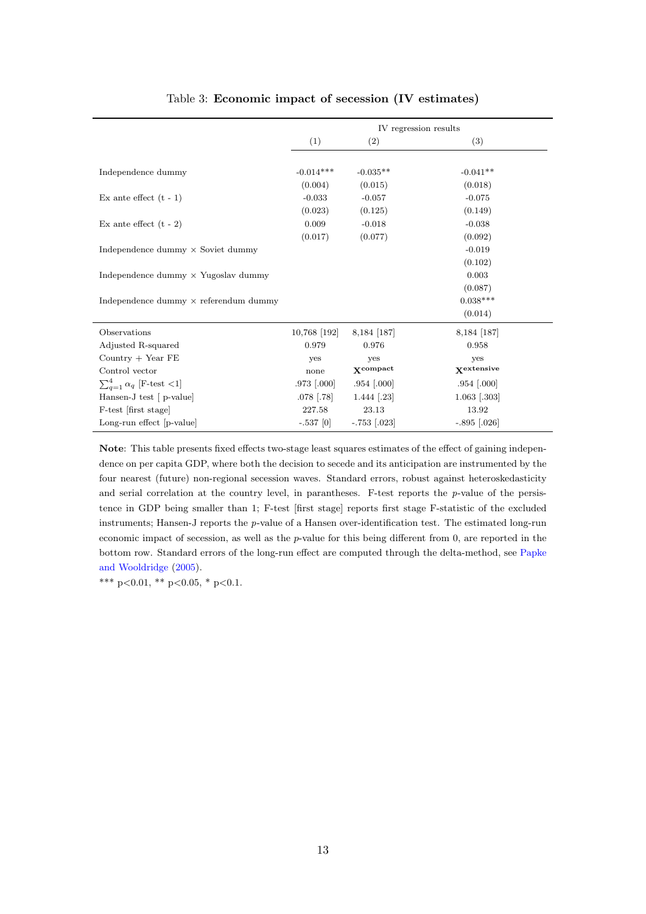Table 3: **Economic impact of secession (IV estimates)**

| | IV regression results | | |
|---|---|---|---|
| | (1) | (2) | (3) |
| Independence dummy | -0.014*** | -0.035** | -0.041** |
| | (0.004) | (0.015) | (0.018) |
| Ex ante effect (t - 1) | -0.033 | -0.057 | -0.075 |
| | (0.023) | (0.125) | (0.149) |
| Ex ante effect (t - 2) | 0.009 | -0.018 | -0.038 |
| | (0.017) | (0.077) | (0.092) |
| Independence dummy × Soviet dummy | | | -0.019 |
| | | | (0.102) |
| Independence dummy × Yugoslav dummy | | | 0.003 |
| | | | (0.087) |
| Independence dummy × referendum dummy | | | 0.038*** |
| | | | (0.014) |
| Observations | 10,768 [192] | 8,184 [187] | 8,184 [187] |
| Adjusted R-squared | 0.979 | 0.976 | 0.958 |
| Country + Year FE | yes | yes | yes |
| Control vector | none | $\mathbf{X}^{\text{compact}}$ | $\mathbf{X}^{\text{extensive}}$ |
| $\sum_{q=1}^{4} \alpha_q$ [F-test <1] | .973 [.000] | .954 [.000] | .954 [.000] |
| Hansen-J test [ p-value] | .078 [.78] | 1.444 [.23] | 1.063 [.303] |
| F-test [first stage] | 227.58 | 23.13 | 13.92 |
| Long-run effect [p-value] | -.537 [0] | -.753 [.023] | -.895 [.026] |

**Note**: This table presents fixed effects two-stage least squares estimates of the effect of gaining independence on per capita GDP, where both the decision to secede and its anticipation are instrumented by the four nearest (future) non-regional secession waves. Standard errors, robust against heteroskedasticity and serial correlation at the country level, in parantheses. F-test reports the $p$-value of the persistence in GDP being smaller than 1; F-test [first stage] reports first stage F-statistic of the excluded instruments; Hansen-J reports the $p$-value of a Hansen over-identification test. The estimated long-run economic impact of secession, as well as the $p$-value for this being different from 0, are reported in the bottom row. Standard errors of the long-run effect are computed through the delta-method, see Papke and Wooldridge (2005).

*** p<0.01, ** p<0.05, * p<0.1.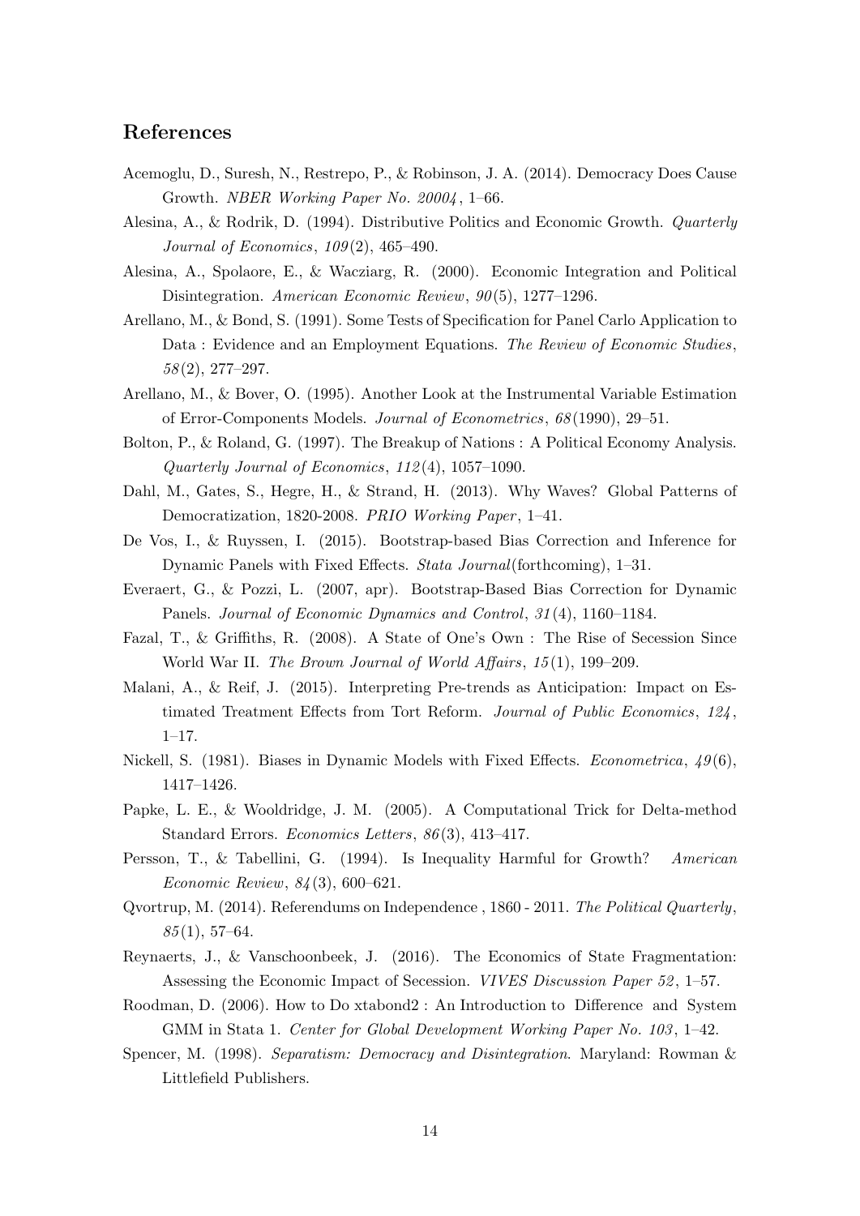## References

Acemoglu, D., Suresh, N., Restrepo, P., & Robinson, J. A. (2014). Democracy Does Cause Growth. *NBER Working Paper No. 20004*, 1–66.

Alesina, A., & Rodrik, D. (1994). Distributive Politics and Economic Growth. *Quarterly Journal of Economics*, *109*(2), 465–490.

Alesina, A., Spolaore, E., & Wacziarg, R. (2000). Economic Integration and Political Disintegration. *American Economic Review*, *90*(5), 1277–1296.

Arellano, M., & Bond, S. (1991). Some Tests of Specification for Panel Carlo Application to Data : Evidence and an Employment Equations. *The Review of Economic Studies*, *58*(2), 277–297.

Arellano, M., & Bover, O. (1995). Another Look at the Instrumental Variable Estimation of Error-Components Models. *Journal of Econometrics*, *68*(1990), 29–51.

Bolton, P., & Roland, G. (1997). The Breakup of Nations : A Political Economy Analysis. *Quarterly Journal of Economics*, *112*(4), 1057–1090.

Dahl, M., Gates, S., Hegre, H., & Strand, H. (2013). Why Waves? Global Patterns of Democratization, 1820-2008. *PRIO Working Paper*, 1–41.

De Vos, I., & Ruyssen, I. (2015). Bootstrap-based Bias Correction and Inference for Dynamic Panels with Fixed Effects. *Stata Journal*(forthcoming), 1–31.

Everaert, G., & Pozzi, L. (2007, apr). Bootstrap-Based Bias Correction for Dynamic Panels. *Journal of Economic Dynamics and Control*, *31*(4), 1160–1184.

Fazal, T., & Griffiths, R. (2008). A State of One's Own : The Rise of Secession Since World War II. *The Brown Journal of World Affairs*, *15*(1), 199–209.

Malani, A., & Reif, J. (2015). Interpreting Pre-trends as Anticipation: Impact on Estimated Treatment Effects from Tort Reform. *Journal of Public Economics*, *124*, 1–17.

Nickell, S. (1981). Biases in Dynamic Models with Fixed Effects. *Econometrica*, *49*(6), 1417–1426.

Papke, L. E., & Wooldridge, J. M. (2005). A Computational Trick for Delta-method Standard Errors. *Economics Letters*, *86*(3), 413–417.

Persson, T., & Tabellini, G. (1994). Is Inequality Harmful for Growth? *American Economic Review*, *84*(3), 600–621.

Qvortrup, M. (2014). Referendums on Independence , 1860 - 2011. *The Political Quarterly*, *85*(1), 57–64.

Reynaerts, J., & Vanschoonbeek, J. (2016). The Economics of State Fragmentation: Assessing the Economic Impact of Secession. *VIVES Discussion Paper 52*, 1–57.

Roodman, D. (2006). How to Do xtabond2 : An Introduction to Difference and System GMM in Stata 1. *Center for Global Development Working Paper No. 103*, 1–42.

Spencer, M. (1998). *Separatism: Democracy and Disintegration*. Maryland: Rowman & Littlefield Publishers.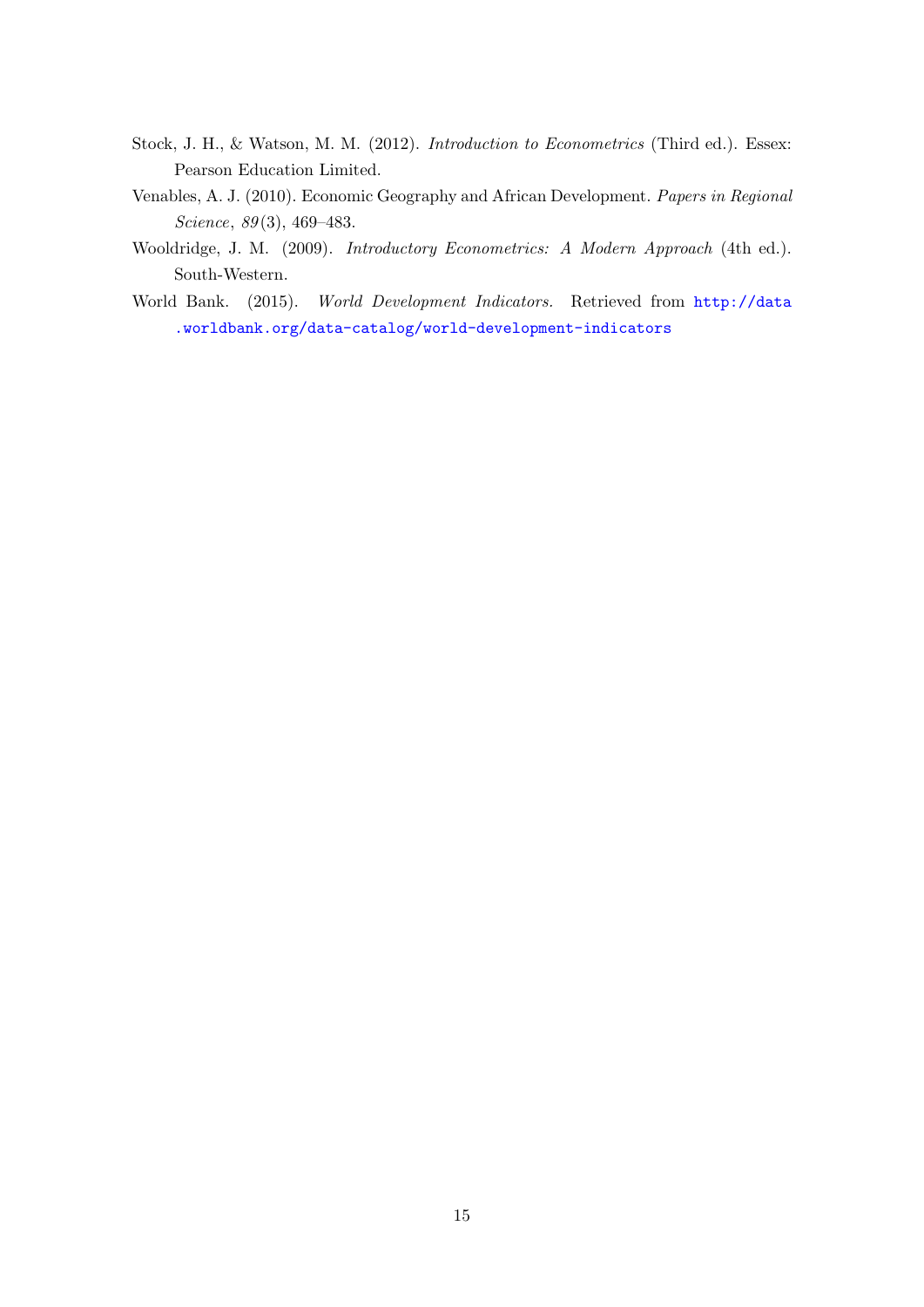Stock, J. H., & Watson, M. M. (2012). *Introduction to Econometrics* (Third ed.). Essex: Pearson Education Limited.

Venables, A. J. (2010). Economic Geography and African Development. *Papers in Regional Science*, *89*(3), 469–483.

Wooldridge, J. M. (2009). *Introductory Econometrics: A Modern Approach* (4th ed.). South-Western.

World Bank. (2015). *World Development Indicators.* Retrieved from http://data.worldbank.org/data-catalog/world-development-indicators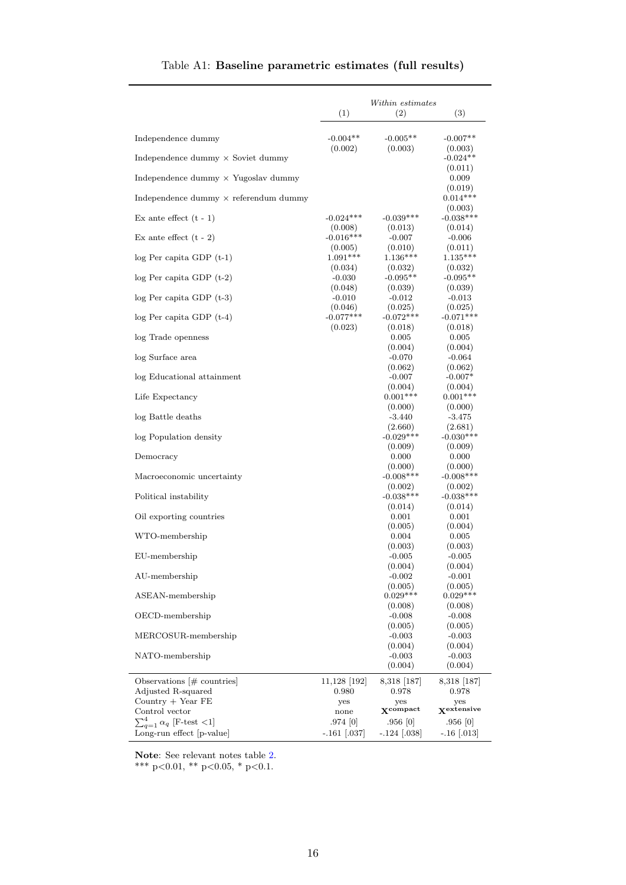Table A1: **Baseline parametric estimates (full results)**

| | *Within estimates* | | |
|---|---|---|---|
| | (1) | (2) | (3) |
| Independence dummy | -0.004** | -0.005** | -0.007** |
| | (0.002) | (0.003) | (0.003) |
| Independence dummy × Soviet dummy | | | -0.024** |
| | | | (0.011) |
| Independence dummy × Yugoslav dummy | | | 0.009 |
| | | | (0.019) |
| Independence dummy × referendum dummy | | | 0.014*** |
| | | | (0.003) |
| Ex ante effect (t - 1) | -0.024*** | -0.039*** | -0.038*** |
| | (0.008) | (0.013) | (0.014) |
| Ex ante effect (t - 2) | -0.016*** | -0.007 | -0.006 |
| | (0.005) | (0.010) | (0.011) |
| log Per capita GDP (t-1) | 1.091*** | 1.136*** | 1.135*** |
| | (0.034) | (0.032) | (0.032) |
| log Per capita GDP (t-2) | -0.030 | -0.095** | -0.095** |
| | (0.048) | (0.039) | (0.039) |
| log Per capita GDP (t-3) | -0.010 | -0.012 | -0.013 |
| | (0.046) | (0.025) | (0.025) |
| log Per capita GDP (t-4) | -0.077*** | -0.072*** | -0.071*** |
| | (0.023) | (0.018) | (0.018) |
| log Trade openness | | 0.005 | 0.005 |
| | | (0.004) | (0.004) |
| log Surface area | | -0.070 | -0.064 |
| | | (0.062) | (0.062) |
| log Educational attainment | | -0.007 | -0.007* |
| | | (0.004) | (0.004) |
| Life Expectancy | | 0.001*** | 0.001*** |
| | | (0.000) | (0.000) |
| log Battle deaths | | -3.440 | -3.475 |
| | | (2.660) | (2.681) |
| log Population density | | -0.029*** | -0.030*** |
| | | (0.009) | (0.009) |
| Democracy | | 0.000 | 0.000 |
| | | (0.000) | (0.000) |
| Macroeconomic uncertainty | | -0.008*** | -0.008*** |
| | | (0.002) | (0.002) |
| Political instability | | -0.038*** | -0.038*** |
| | | (0.014) | (0.014) |
| Oil exporting countries | | 0.001 | 0.001 |
| | | (0.005) | (0.004) |
| WTO-membership | | 0.004 | 0.005 |
| | | (0.003) | (0.003) |
| EU-membership | | -0.005 | -0.005 |
| | | (0.004) | (0.004) |
| AU-membership | | -0.002 | -0.001 |
| | | (0.005) | (0.005) |
| ASEAN-membership | | 0.029*** | 0.029*** |
| | | (0.008) | (0.008) |
| OECD-membership | | -0.008 | -0.008 |
| | | (0.005) | (0.005) |
| MERCOSUR-membership | | -0.003 | -0.003 |
| | | (0.004) | (0.004) |
| NATO-membership | | -0.003 | -0.003 |
| | | (0.004) | (0.004) |
| Observations [# countries] | 11,128 [192] | 8,318 [187] | 8,318 [187] |
| Adjusted R-squared | 0.980 | 0.978 | 0.978 |
| Country + Year FE | yes | yes | yes |
| Control vector | none | $\mathbf{X}^{\mathbf{compact}}$ | $\mathbf{X}^{\mathbf{extensive}}$ |
| $\sum_{q=1}^{4} \alpha_q$ [F-test <1] | .974 [0] | .956 [0] | .956 [0] |
| Long-run effect [p-value] | -.161 [.037] | -.124 [.038] | -.16 [.013] |

**Note**: See relevant notes table 2.
*** p<0.01, ** p<0.05, * p<0.1.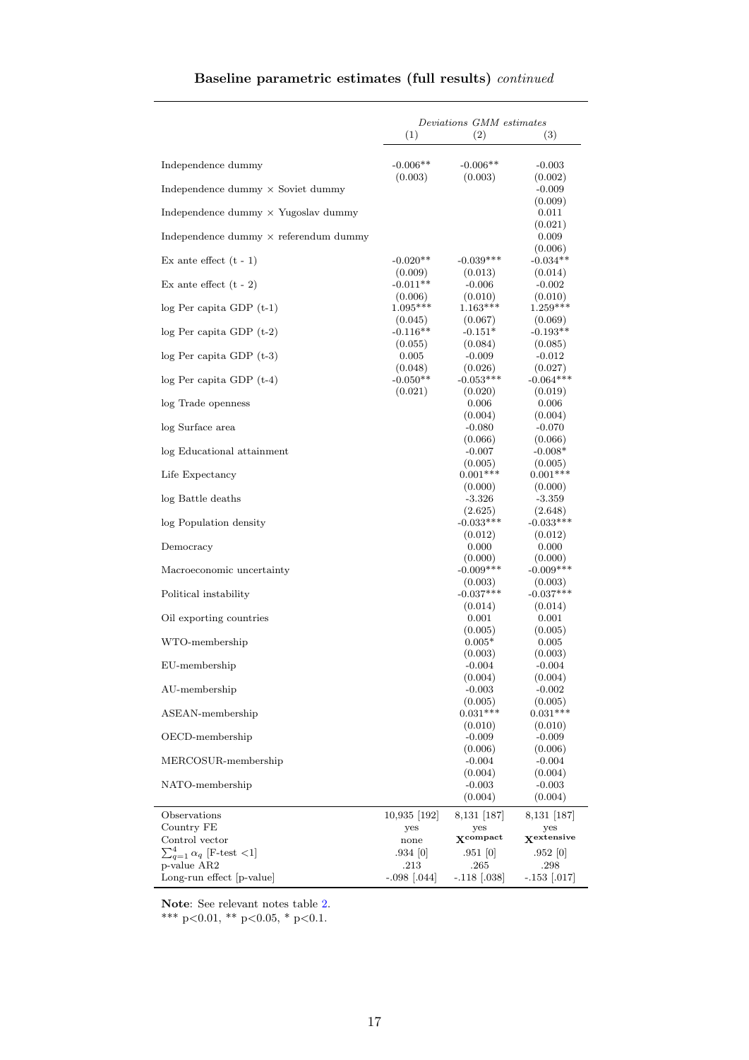### Baseline parametric estimates (full results) *continued*

| | *Deviations GMM estimates* | | |
|---|---|---|---|
| | (1) | (2) | (3) |
| Independence dummy | -0.006** | -0.006** | -0.003 |
| | (0.003) | (0.003) | (0.002) |
| Independence dummy × Soviet dummy | | | -0.009 |
| | | | (0.009) |
| Independence dummy × Yugoslav dummy | | | 0.011 |
| | | | (0.021) |
| Independence dummy × referendum dummy | | | 0.009 |
| | | | (0.006) |
| Ex ante effect (t - 1) | -0.020** | -0.039*** | -0.034** |
| | (0.009) | (0.013) | (0.014) |
| Ex ante effect (t - 2) | -0.011** | -0.006 | -0.002 |
| | (0.006) | (0.010) | (0.010) |
| log Per capita GDP (t-1) | 1.095*** | 1.163*** | 1.259*** |
| | (0.045) | (0.067) | (0.069) |
| log Per capita GDP (t-2) | -0.116** | -0.151* | -0.193** |
| | (0.055) | (0.084) | (0.085) |
| log Per capita GDP (t-3) | 0.005 | -0.009 | -0.012 |
| | (0.048) | (0.026) | (0.027) |
| log Per capita GDP (t-4) | -0.050** | -0.053*** | -0.064*** |
| | (0.021) | (0.020) | (0.019) |
| log Trade openness | | 0.006 | 0.006 |
| | | (0.004) | (0.004) |
| log Surface area | | -0.080 | -0.070 |
| | | (0.066) | (0.066) |
| log Educational attainment | | -0.007 | -0.008* |
| | | (0.005) | (0.005) |
| Life Expectancy | | 0.001*** | 0.001*** |
| | | (0.000) | (0.000) |
| log Battle deaths | | -3.326 | -3.359 |
| | | (2.625) | (2.648) |
| log Population density | | -0.033*** | -0.033*** |
| | | (0.012) | (0.012) |
| Democracy | | 0.000 | 0.000 |
| | | (0.000) | (0.000) |
| Macroeconomic uncertainty | | -0.009*** | -0.009*** |
| | | (0.003) | (0.003) |
| Political instability | | -0.037*** | -0.037*** |
| | | (0.014) | (0.014) |
| Oil exporting countries | | 0.001 | 0.001 |
| | | (0.005) | (0.005) |
| WTO-membership | | 0.005* | 0.005 |
| | | (0.003) | (0.003) |
| EU-membership | | -0.004 | -0.004 |
| | | (0.004) | (0.004) |
| AU-membership | | -0.003 | -0.002 |
| | | (0.005) | (0.005) |
| ASEAN-membership | | 0.031*** | 0.031*** |
| | | (0.010) | (0.010) |
| OECD-membership | | -0.009 | -0.009 |
| | | (0.006) | (0.006) |
| MERCOSUR-membership | | -0.004 | -0.004 |
| | | (0.004) | (0.004) |
| NATO-membership | | -0.003 | -0.003 |
| | | (0.004) | (0.004) |
| Observations | 10,935 [192] | 8,131 [187] | 8,131 [187] |
| Country FE | yes | yes | yes |
| Control vector | none | $\mathbf{X}^{\text{compact}}$ | $\mathbf{X}^{\text{extensive}}$ |
| $\sum_{q=1}^{4} \alpha_q$ [F-test <1] | .934 [0] | .951 [0] | .952 [0] |
| p-value AR2 | .213 | .265 | .298 |
| Long-run effect [p-value] | -.098 [.044] | -.118 [.038] | -.153 [.017] |

**Note**: See relevant notes table 2.
*** p<0.01, ** p<0.05, * p<0.1.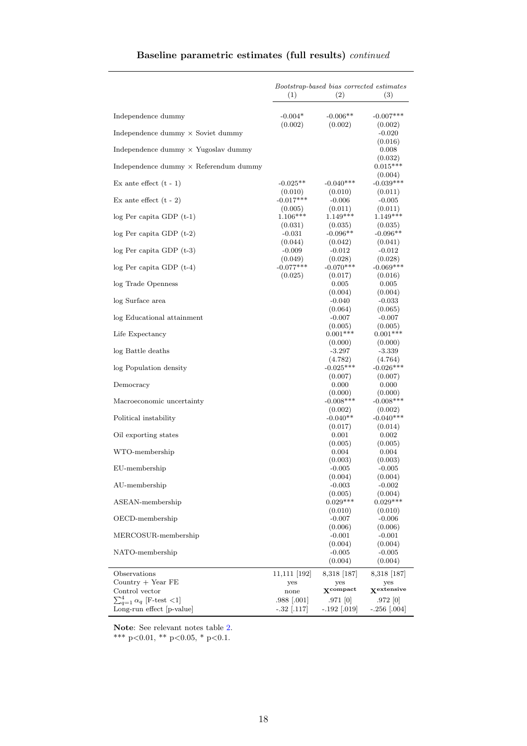**Baseline parametric estimates (full results)** *continued*

| | *Bootstrap-based bias corrected estimates* | | |
|---|---|---|---|
| | (1) | (2) | (3) |
| Independence dummy | -0.004* | -0.006** | -0.007*** |
| | (0.002) | (0.002) | (0.002) |
| Independence dummy × Soviet dummy | | | -0.020 |
| | | | (0.016) |
| Independence dummy × Yugoslav dummy | | | 0.008 |
| | | | (0.032) |
| Independence dummy × Referendum dummy | | | 0.015*** |
| | | | (0.004) |
| Ex ante effect (t - 1) | -0.025** | -0.040*** | -0.039*** |
| | (0.010) | (0.010) | (0.011) |
| Ex ante effect (t - 2) | -0.017*** | -0.006 | -0.005 |
| | (0.005) | (0.011) | (0.011) |
| log Per capita GDP (t-1) | 1.106*** | 1.149*** | 1.149*** |
| | (0.031) | (0.035) | (0.035) |
| log Per capita GDP (t-2) | -0.031 | -0.096** | -0.096** |
| | (0.044) | (0.042) | (0.041) |
| log Per capita GDP (t-3) | -0.009 | -0.012 | -0.012 |
| | (0.049) | (0.028) | (0.028) |
| log Per capita GDP (t-4) | -0.077*** | -0.070*** | -0.069*** |
| | (0.025) | (0.017) | (0.016) |
| log Trade Openness | | 0.005 | 0.005 |
| | | (0.004) | (0.004) |
| log Surface area | | -0.040 | -0.033 |
| | | (0.064) | (0.065) |
| log Educational attainment | | -0.007 | -0.007 |
| | | (0.005) | (0.005) |
| Life Expectancy | | 0.001*** | 0.001*** |
| | | (0.000) | (0.000) |
| log Battle deaths | | -3.297 | -3.339 |
| | | (4.782) | (4.764) |
| log Population density | | -0.025*** | -0.026*** |
| | | (0.007) | (0.007) |
| Democracy | | 0.000 | 0.000 |
| | | (0.000) | (0.000) |
| Macroeconomic uncertainty | | -0.008*** | -0.008*** |
| | | (0.002) | (0.002) |
| Political instability | | -0.040** | -0.040*** |
| | | (0.017) | (0.014) |
| Oil exporting states | | 0.001 | 0.002 |
| | | (0.005) | (0.005) |
| WTO-membership | | 0.004 | 0.004 |
| | | (0.003) | (0.003) |
| EU-membership | | -0.005 | -0.005 |
| | | (0.004) | (0.004) |
| AU-membership | | -0.003 | -0.002 |
| | | (0.005) | (0.004) |
| ASEAN-membership | | 0.029*** | 0.029*** |
| | | (0.010) | (0.010) |
| OECD-membership | | -0.007 | -0.006 |
| | | (0.006) | (0.006) |
| MERCOSUR-membership | | -0.001 | -0.001 |
| | | (0.004) | (0.004) |
| NATO-membership | | -0.005 | -0.005 |
| | | (0.004) | (0.004) |
| Observations | 11,111 [192] | 8,318 [187] | 8,318 [187] |
| Country + Year FE | yes | yes | yes |
| Control vector | none | $\mathbf{X}^{\text{compact}}$ | $\mathbf{X}^{\text{extensive}}$ |
| $\sum_{q=1}^{4} \alpha_q$ [F-test <1] | .988 [.001] | .971 [0] | .972 [0] |
| Long-run effect [p-value] | -.32 [.117] | -.192 [.019] | -.256 [.004] |

**Note**: See relevant notes table 2.
*** p<0.01, ** p<0.05, * p<0.1.